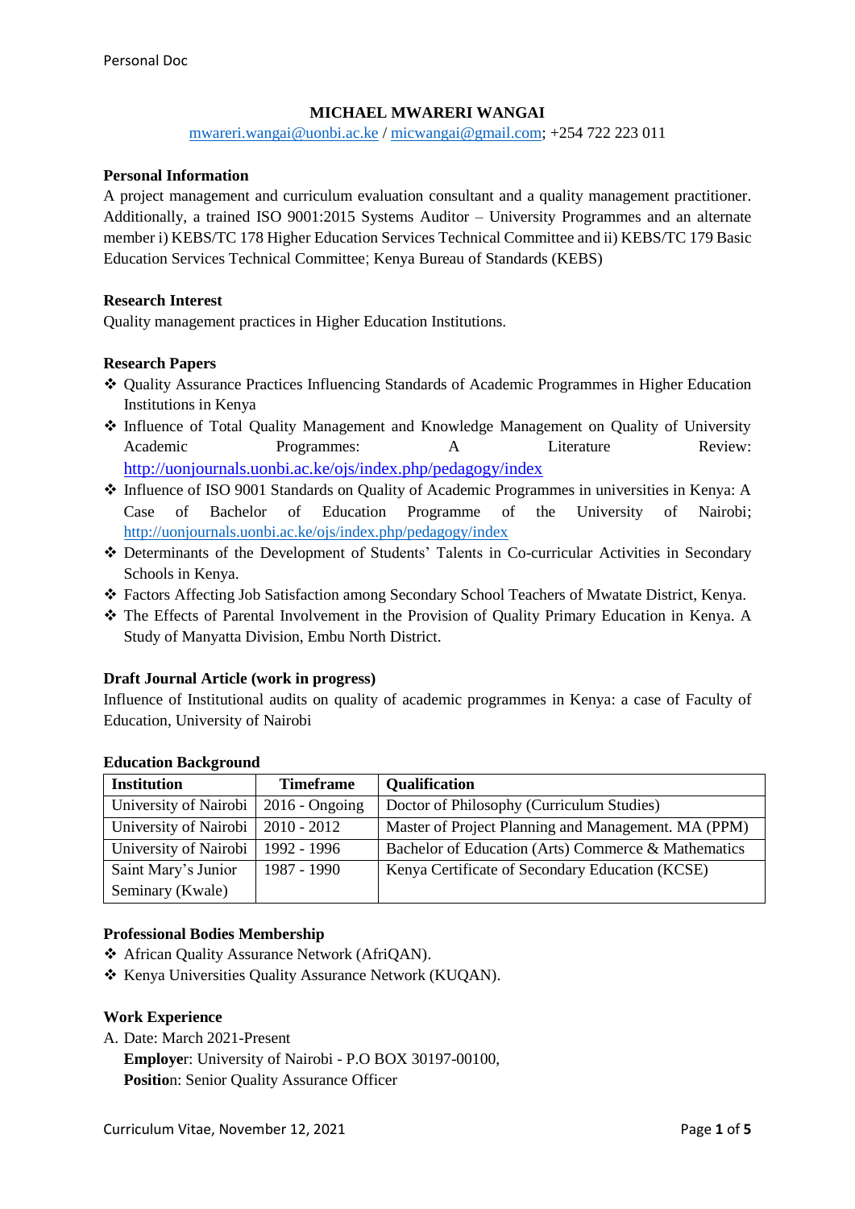**MICHAEL MWARERI WANGAI**

mwareri.wangai@uonbi.ac.ke / micwangai@gmail.com; +254 722 223 011

**Personal Information**

A project management and curriculum evaluation consultant and a quality management practitioner. Additionally, a trained ISO 9001:2015 Systems Auditor – University Programmes and an alternate member i) KEBS/TC 178 Higher Education Services Technical Committee and ii) KEBS/TC 179 Basic Education Services Technical Committee; Kenya Bureau of Standards (KEBS)

**Research Interest**

Quality management practices in Higher Education Institutions.

**Research Papers**

- Quality Assurance Practices Influencing Standards of Academic Programmes in Higher Education Institutions in Kenya
- Influence of Total Quality Management and Knowledge Management on Quality of University Academic Programmes: A Literature Review: http://uonjournals.uonbi.ac.ke/ojs/index.php/pedagogy/index
- Influence of ISO 9001 Standards on Quality of Academic Programmes in universities in Kenya: A Case of Bachelor of Education Programme of the University of Nairobi; http://uonjournals.uonbi.ac.ke/ojs/index.php/pedagogy/index
- Determinants of the Development of Students' Talents in Co-curricular Activities in Secondary Schools in Kenya.
- Factors Affecting Job Satisfaction among Secondary School Teachers of Mwatate District, Kenya.
- The Effects of Parental Involvement in the Provision of Quality Primary Education in Kenya. A Study of Manyatta Division, Embu North District.

**Draft Journal Article (work in progress)**

Influence of Institutional audits on quality of academic programmes in Kenya: a case of Faculty of Education, University of Nairobi

**Education Background**

| Institution | Timeframe | Qualification |
|---|---|---|
| University of Nairobi | 2016 - Ongoing | Doctor of Philosophy (Curriculum Studies) |
| University of Nairobi | 2010 - 2012 | Master of Project Planning and Management. MA (PPM) |
| University of Nairobi | 1992 - 1996 | Bachelor of Education (Arts) Commerce & Mathematics |
| Saint Mary's Junior Seminary (Kwale) | 1987 - 1990 | Kenya Certificate of Secondary Education (KCSE) |

**Professional Bodies Membership**

- African Quality Assurance Network (AfriQAN).
- Kenya Universities Quality Assurance Network (KUQAN).

**Work Experience**

A. Date: March 2021-Present
   **Employer**: University of Nairobi - P.O BOX 30197-00100,
   **Position**: Senior Quality Assurance Officer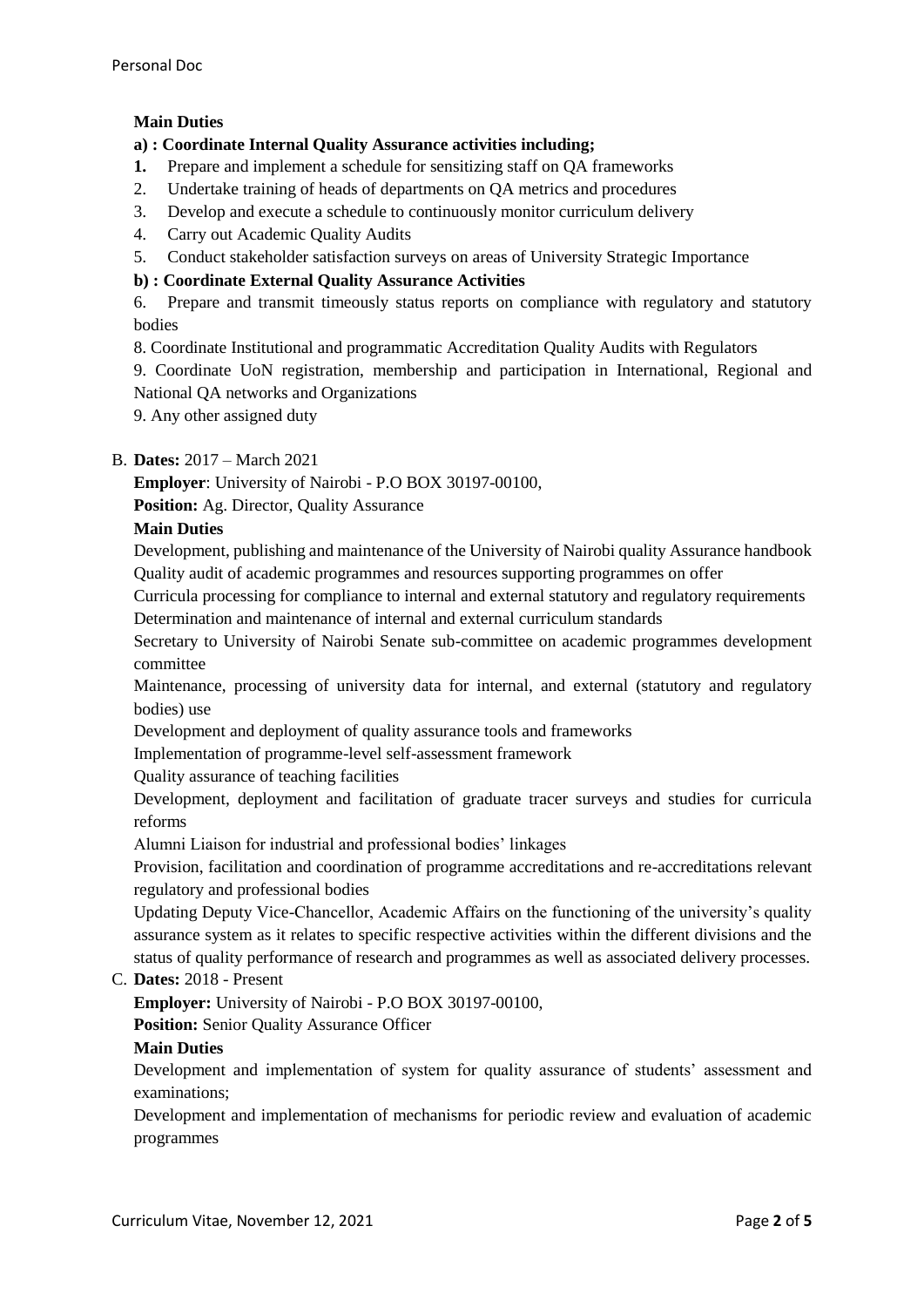**Main Duties**

**a) : Coordinate Internal Quality Assurance activities including;**

1. Prepare and implement a schedule for sensitizing staff on QA frameworks
2. Undertake training of heads of departments on QA metrics and procedures
3. Develop and execute a schedule to continuously monitor curriculum delivery
4. Carry out Academic Quality Audits
5. Conduct stakeholder satisfaction surveys on areas of University Strategic Importance

**b) : Coordinate External Quality Assurance Activities**

6. Prepare and transmit timeously status reports on compliance with regulatory and statutory bodies

8. Coordinate Institutional and programmatic Accreditation Quality Audits with Regulators

9. Coordinate UoN registration, membership and participation in International, Regional and National QA networks and Organizations

9. Any other assigned duty

B. **Dates:** 2017 – March 2021

**Employer**: University of Nairobi - P.O BOX 30197-00100,

**Position:** Ag. Director, Quality Assurance

**Main Duties**

Development, publishing and maintenance of the University of Nairobi quality Assurance handbook

Quality audit of academic programmes and resources supporting programmes on offer

Curricula processing for compliance to internal and external statutory and regulatory requirements

Determination and maintenance of internal and external curriculum standards

Secretary to University of Nairobi Senate sub-committee on academic programmes development committee

Maintenance, processing of university data for internal, and external (statutory and regulatory bodies) use

Development and deployment of quality assurance tools and frameworks

Implementation of programme-level self-assessment framework

Quality assurance of teaching facilities

Development, deployment and facilitation of graduate tracer surveys and studies for curricula reforms

Alumni Liaison for industrial and professional bodies' linkages

Provision, facilitation and coordination of programme accreditations and re-accreditations relevant regulatory and professional bodies

Updating Deputy Vice-Chancellor, Academic Affairs on the functioning of the university's quality assurance system as it relates to specific respective activities within the different divisions and the status of quality performance of research and programmes as well as associated delivery processes.

C. **Dates:** 2018 - Present

**Employer:** University of Nairobi - P.O BOX 30197-00100,

**Position:** Senior Quality Assurance Officer

**Main Duties**

Development and implementation of system for quality assurance of students' assessment and examinations;

Development and implementation of mechanisms for periodic review and evaluation of academic programmes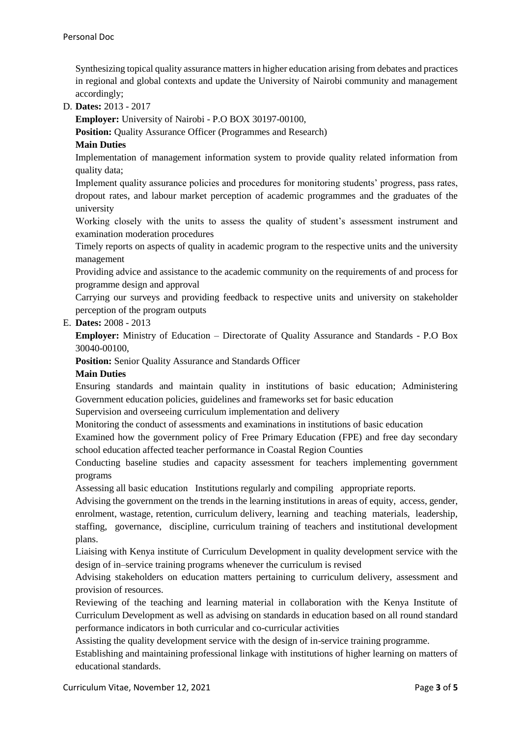Synthesizing topical quality assurance matters in higher education arising from debates and practices in regional and global contexts and update the University of Nairobi community and management accordingly;

D. **Dates:** 2013 - 2017

**Employer:** University of Nairobi - P.O BOX 30197-00100,

**Position:** Quality Assurance Officer (Programmes and Research)

**Main Duties**

Implementation of management information system to provide quality related information from quality data;

Implement quality assurance policies and procedures for monitoring students' progress, pass rates, dropout rates, and labour market perception of academic programmes and the graduates of the university

Working closely with the units to assess the quality of student's assessment instrument and examination moderation procedures

Timely reports on aspects of quality in academic program to the respective units and the university management

Providing advice and assistance to the academic community on the requirements of and process for programme design and approval

Carrying our surveys and providing feedback to respective units and university on stakeholder perception of the program outputs

E. **Dates:** 2008 - 2013

**Employer:** Ministry of Education – Directorate of Quality Assurance and Standards - P.O Box 30040-00100,

**Position:** Senior Quality Assurance and Standards Officer

**Main Duties**

Ensuring standards and maintain quality in institutions of basic education; Administering Government education policies, guidelines and frameworks set for basic education

Supervision and overseeing curriculum implementation and delivery

Monitoring the conduct of assessments and examinations in institutions of basic education

Examined how the government policy of Free Primary Education (FPE) and free day secondary school education affected teacher performance in Coastal Region Counties

Conducting baseline studies and capacity assessment for teachers implementing government programs

Assessing all basic education Institutions regularly and compiling appropriate reports.

Advising the government on the trends in the learning institutions in areas of equity, access, gender, enrolment, wastage, retention, curriculum delivery, learning and teaching materials, leadership, staffing, governance, discipline, curriculum training of teachers and institutional development plans.

Liaising with Kenya institute of Curriculum Development in quality development service with the design of in–service training programs whenever the curriculum is revised

Advising stakeholders on education matters pertaining to curriculum delivery, assessment and provision of resources.

Reviewing of the teaching and learning material in collaboration with the Kenya Institute of Curriculum Development as well as advising on standards in education based on all round standard performance indicators in both curricular and co-curricular activities

Assisting the quality development service with the design of in-service training programme.

Establishing and maintaining professional linkage with institutions of higher learning on matters of educational standards.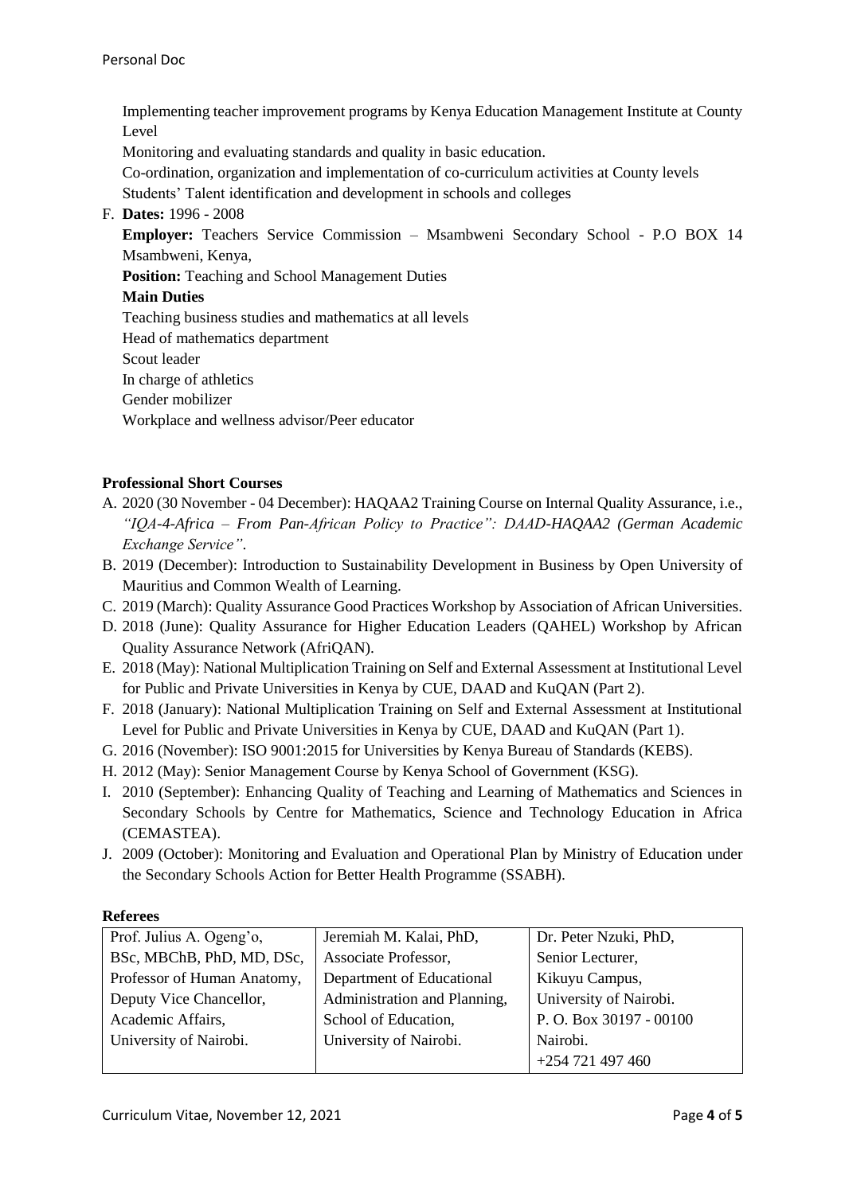Implementing teacher improvement programs by Kenya Education Management Institute at County Level

Monitoring and evaluating standards and quality in basic education.

Co-ordination, organization and implementation of co-curriculum activities at County levels

Students' Talent identification and development in schools and colleges

F. **Dates:** 1996 - 2008

**Employer:** Teachers Service Commission – Msambweni Secondary School - P.O BOX 14 Msambweni, Kenya,

**Position:** Teaching and School Management Duties

**Main Duties**

Teaching business studies and mathematics at all levels

Head of mathematics department

Scout leader

In charge of athletics

Gender mobilizer

Workplace and wellness advisor/Peer educator

**Professional Short Courses**

A. 2020 (30 November - 04 December): HAQAA2 Training Course on Internal Quality Assurance, i.e., *"IQA-4-Africa – From Pan-African Policy to Practice": DAAD-HAQAA2 (German Academic Exchange Service"*.
B. 2019 (December): Introduction to Sustainability Development in Business by Open University of Mauritius and Common Wealth of Learning.
C. 2019 (March): Quality Assurance Good Practices Workshop by Association of African Universities.
D. 2018 (June): Quality Assurance for Higher Education Leaders (QAHEL) Workshop by African Quality Assurance Network (AfriQAN).
E. 2018 (May): National Multiplication Training on Self and External Assessment at Institutional Level for Public and Private Universities in Kenya by CUE, DAAD and KuQAN (Part 2).
F. 2018 (January): National Multiplication Training on Self and External Assessment at Institutional Level for Public and Private Universities in Kenya by CUE, DAAD and KuQAN (Part 1).
G. 2016 (November): ISO 9001:2015 for Universities by Kenya Bureau of Standards (KEBS).
H. 2012 (May): Senior Management Course by Kenya School of Government (KSG).
I. 2010 (September): Enhancing Quality of Teaching and Learning of Mathematics and Sciences in Secondary Schools by Centre for Mathematics, Science and Technology Education in Africa (CEMASTEA).
J. 2009 (October): Monitoring and Evaluation and Operational Plan by Ministry of Education under the Secondary Schools Action for Better Health Programme (SSABH).

**Referees**

| Prof. Julius A. Ogeng'o, BSc, MBChB, PhD, MD, DSc, Professor of Human Anatomy, Deputy Vice Chancellor, Academic Affairs, University of Nairobi. | Jeremiah M. Kalai, PhD, Associate Professor, Department of Educational Administration and Planning, School of Education, University of Nairobi. | Dr. Peter Nzuki, PhD, Senior Lecturer, Kikuyu Campus, University of Nairobi. P. O. Box 30197 - 00100 Nairobi. +254 721 497 460 |
|---|---|---|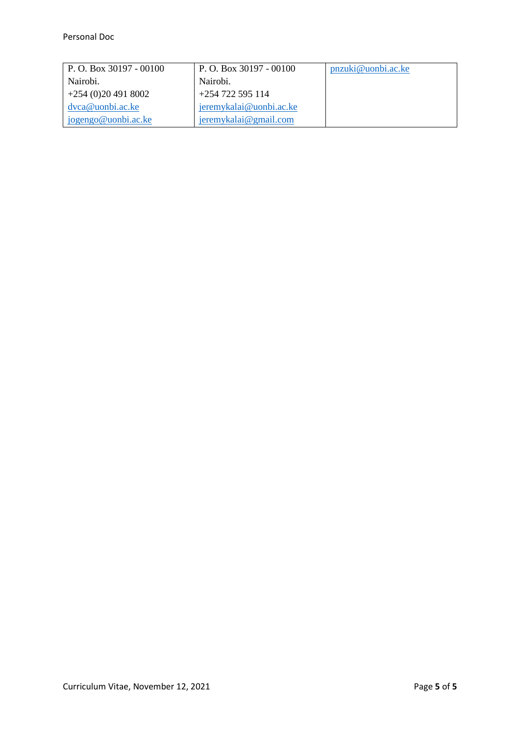| | | |
|---|---|---|
| P. O. Box 30197 - 00100<br>Nairobi.<br>+254 (0)20 491 8002<br>dvca@uonbi.ac.ke<br>jogengo@uonbi.ac.ke | P. O. Box 30197 - 00100<br>Nairobi.<br>+254 722 595 114<br>jeremykalai@uonbi.ac.ke<br>jeremykalai@gmail.com | pnzuki@uonbi.ac.ke |